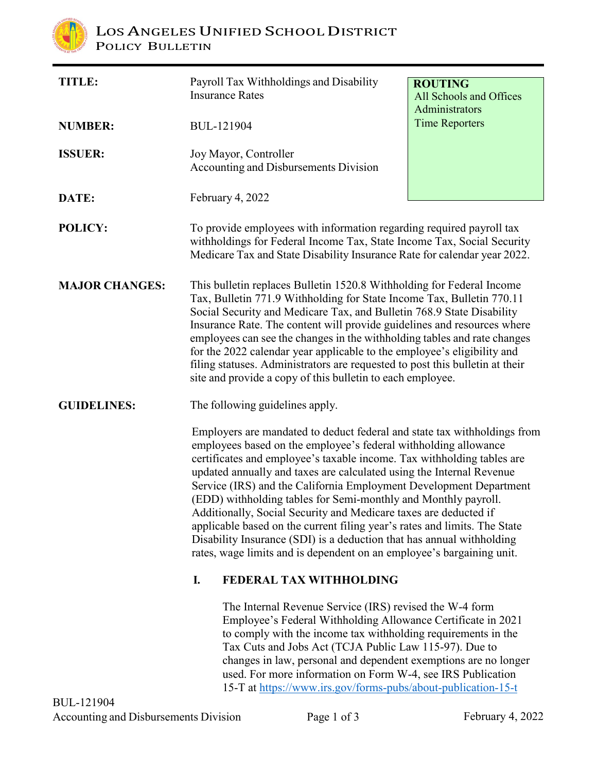# LOS ANGELES UNIFIED SCHOOL DISTRICT
## POLICY BULLETIN

| | | |
|---|---|---|
| **TITLE:** | Payroll Tax Withholdings and Disability Insurance Rates | **ROUTING** All Schools and Offices Administrators Time Reporters |
| **NUMBER:** | BUL-121904 | |
| **ISSUER:** | Joy Mayor, Controller Accounting and Disbursements Division | |
| **DATE:** | February 4, 2022 | |

**POLICY:** To provide employees with information regarding required payroll tax withholdings for Federal Income Tax, State Income Tax, Social Security Medicare Tax and State Disability Insurance Rate for calendar year 2022.

**MAJOR CHANGES:** This bulletin replaces Bulletin 1520.8 Withholding for Federal Income Tax, Bulletin 771.9 Withholding for State Income Tax, Bulletin 770.11 Social Security and Medicare Tax, and Bulletin 768.9 State Disability Insurance Rate. The content will provide guidelines and resources where employees can see the changes in the withholding tables and rate changes for the 2022 calendar year applicable to the employee's eligibility and filing statuses. Administrators are requested to post this bulletin at their site and provide a copy of this bulletin to each employee.

**GUIDELINES:** The following guidelines apply.

Employers are mandated to deduct federal and state tax withholdings from employees based on the employee's federal withholding allowance certificates and employee's taxable income. Tax withholding tables are updated annually and taxes are calculated using the Internal Revenue Service (IRS) and the California Employment Development Department (EDD) withholding tables for Semi-monthly and Monthly payroll. Additionally, Social Security and Medicare taxes are deducted if applicable based on the current filing year's rates and limits. The State Disability Insurance (SDI) is a deduction that has annual withholding rates, wage limits and is dependent on an employee's bargaining unit.

### I. FEDERAL TAX WITHHOLDING

The Internal Revenue Service (IRS) revised the W-4 form Employee's Federal Withholding Allowance Certificate in 2021 to comply with the income tax withholding requirements in the Tax Cuts and Jobs Act (TCJA Public Law 115-97). Due to changes in law, personal and dependent exemptions are no longer used. For more information on Form W-4, see IRS Publication 15-T at https://www.irs.gov/forms-pubs/about-publication-15-t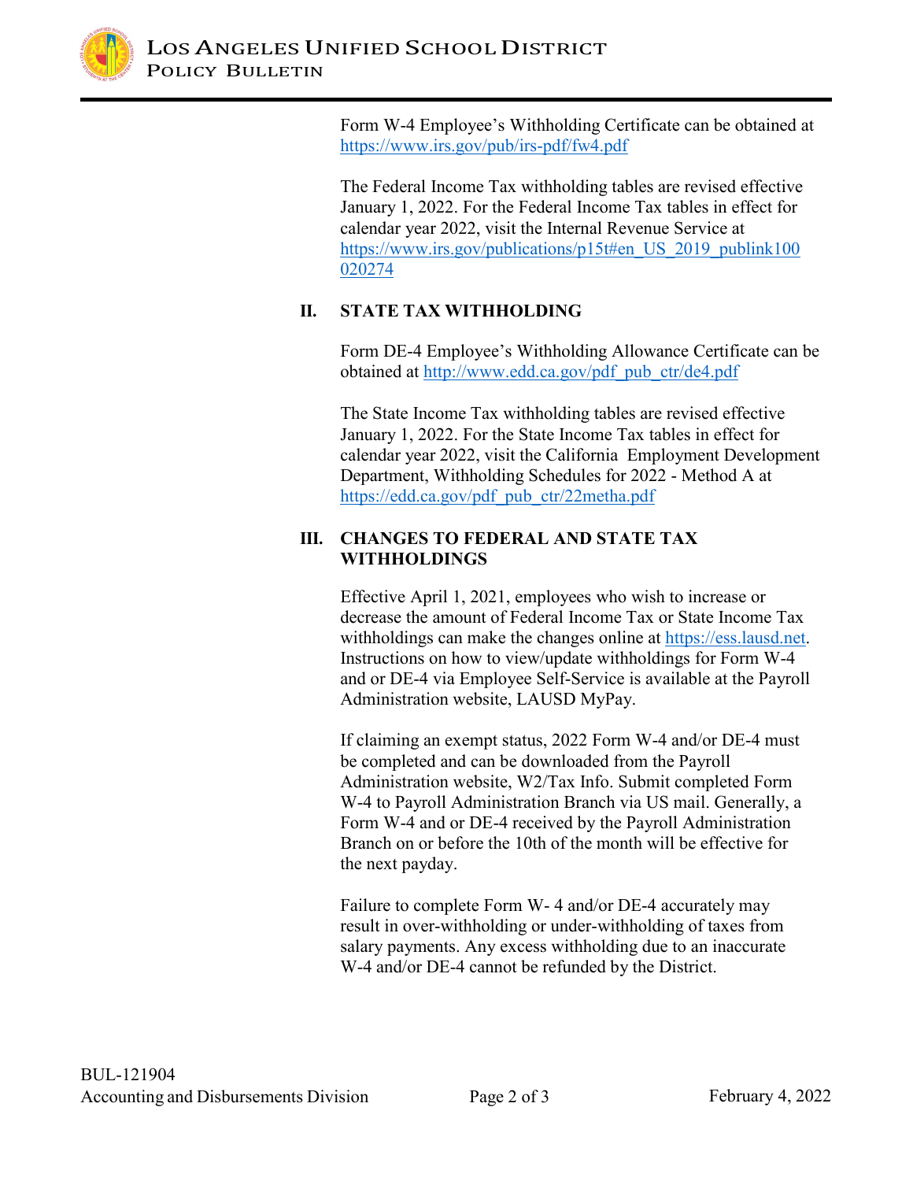Form W-4 Employee's Withholding Certificate can be obtained at https://www.irs.gov/pub/irs-pdf/fw4.pdf

The Federal Income Tax withholding tables are revised effective January 1, 2022. For the Federal Income Tax tables in effect for calendar year 2022, visit the Internal Revenue Service at https://www.irs.gov/publications/p15t#en_US_2019_publink100020274

## II. STATE TAX WITHHOLDING

Form DE-4 Employee's Withholding Allowance Certificate can be obtained at http://www.edd.ca.gov/pdf_pub_ctr/de4.pdf

The State Income Tax withholding tables are revised effective January 1, 2022. For the State Income Tax tables in effect for calendar year 2022, visit the California Employment Development Department, Withholding Schedules for 2022 - Method A at https://edd.ca.gov/pdf_pub_ctr/22metha.pdf

## III. CHANGES TO FEDERAL AND STATE TAX WITHHOLDINGS

Effective April 1, 2021, employees who wish to increase or decrease the amount of Federal Income Tax or State Income Tax withholdings can make the changes online at https://ess.lausd.net. Instructions on how to view/update withholdings for Form W-4 and or DE-4 via Employee Self-Service is available at the Payroll Administration website, LAUSD MyPay.

If claiming an exempt status, 2022 Form W-4 and/or DE-4 must be completed and can be downloaded from the Payroll Administration website, W2/Tax Info. Submit completed Form W-4 to Payroll Administration Branch via US mail. Generally, a Form W-4 and or DE-4 received by the Payroll Administration Branch on or before the 10th of the month will be effective for the next payday.

Failure to complete Form W- 4 and/or DE-4 accurately may result in over-withholding or under-withholding of taxes from salary payments. Any excess withholding due to an inaccurate W-4 and/or DE-4 cannot be refunded by the District.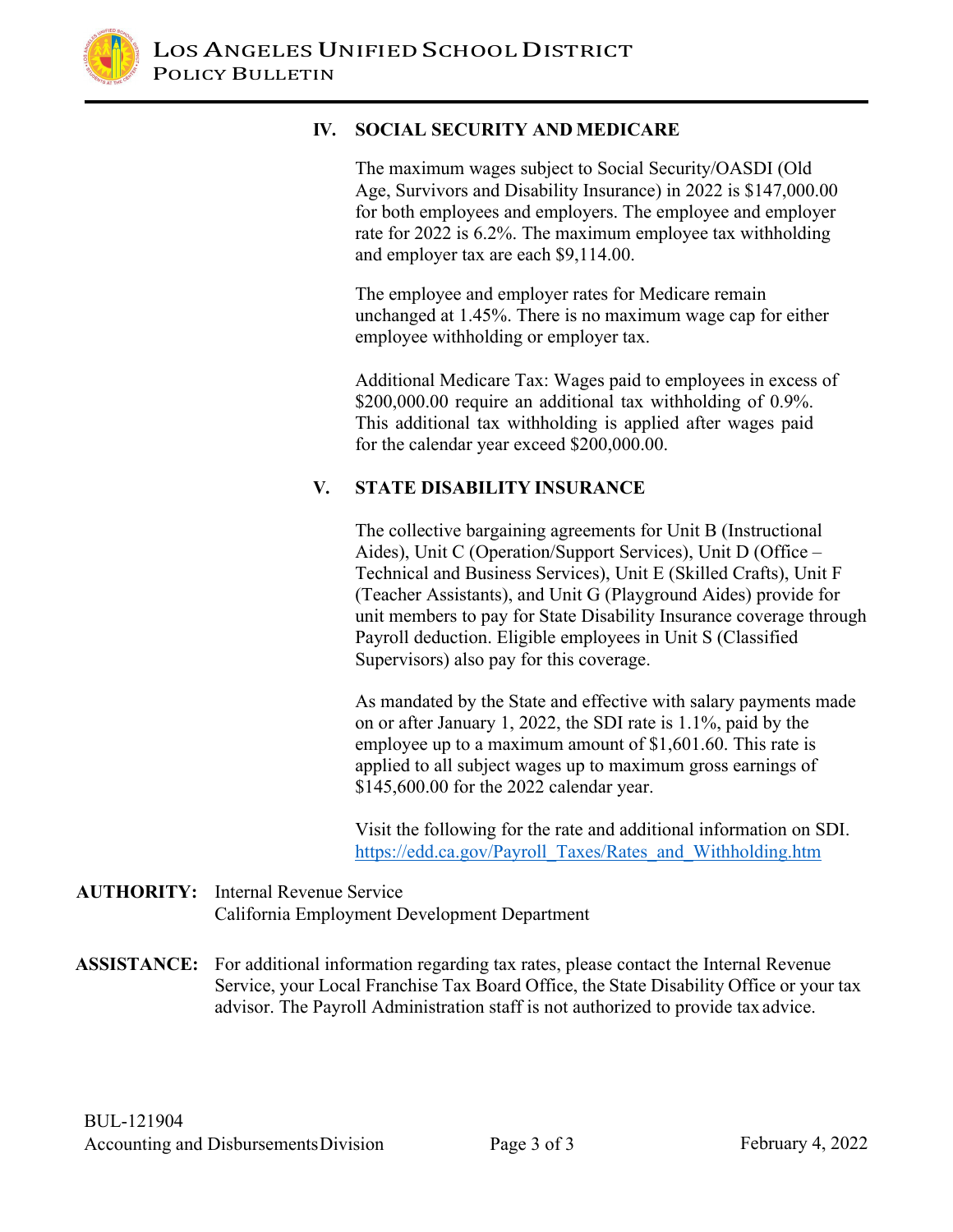## IV. SOCIAL SECURITY AND MEDICARE

The maximum wages subject to Social Security/OASDI (Old Age, Survivors and Disability Insurance) in 2022 is $147,000.00 for both employees and employers. The employee and employer rate for 2022 is 6.2%. The maximum employee tax withholding and employer tax are each $9,114.00.

The employee and employer rates for Medicare remain unchanged at 1.45%. There is no maximum wage cap for either employee withholding or employer tax.

Additional Medicare Tax: Wages paid to employees in excess of $200,000.00 require an additional tax withholding of 0.9%. This additional tax withholding is applied after wages paid for the calendar year exceed $200,000.00.

## V. STATE DISABILITY INSURANCE

The collective bargaining agreements for Unit B (Instructional Aides), Unit C (Operation/Support Services), Unit D (Office – Technical and Business Services), Unit E (Skilled Crafts), Unit F (Teacher Assistants), and Unit G (Playground Aides) provide for unit members to pay for State Disability Insurance coverage through Payroll deduction. Eligible employees in Unit S (Classified Supervisors) also pay for this coverage.

As mandated by the State and effective with salary payments made on or after January 1, 2022, the SDI rate is 1.1%, paid by the employee up to a maximum amount of $1,601.60. This rate is applied to all subject wages up to maximum gross earnings of $145,600.00 for the 2022 calendar year.

Visit the following for the rate and additional information on SDI. https://edd.ca.gov/Payroll_Taxes/Rates_and_Withholding.htm

**AUTHORITY:** Internal Revenue Service
California Employment Development Department

**ASSISTANCE:** For additional information regarding tax rates, please contact the Internal Revenue Service, your Local Franchise Tax Board Office, the State Disability Office or your tax advisor. The Payroll Administration staff is not authorized to provide tax advice.